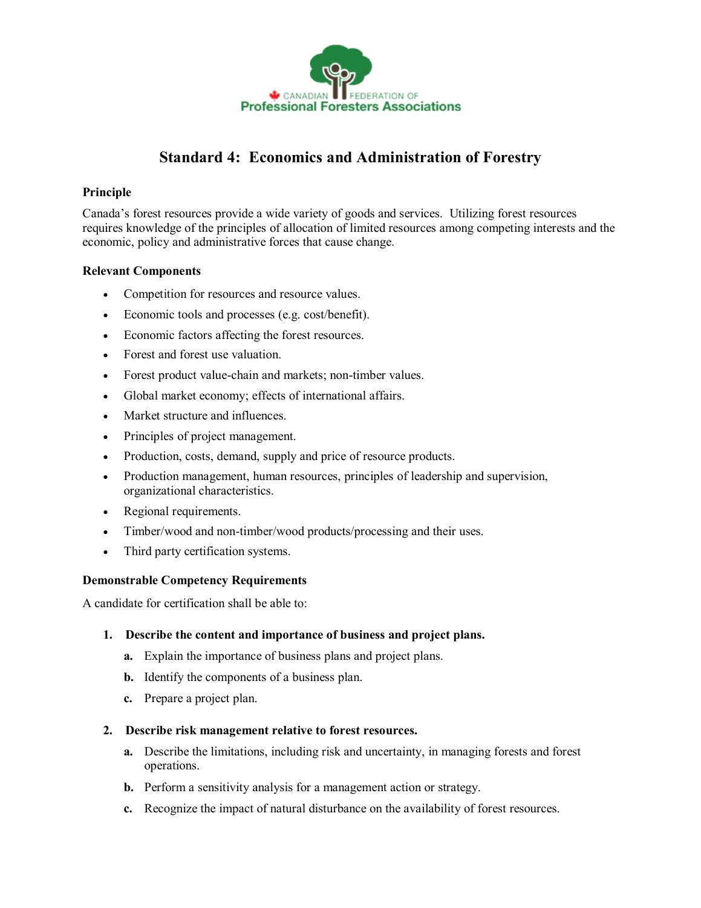CANADIAN FEDERATION OF
Professional Foresters Associations

# Standard 4: Economics and Administration of Forestry

**Principle**

Canada's forest resources provide a wide variety of goods and services. Utilizing forest resources requires knowledge of the principles of allocation of limited resources among competing interests and the economic, policy and administrative forces that cause change.

**Relevant Components**

- Competition for resources and resource values.
- Economic tools and processes (e.g. cost/benefit).
- Economic factors affecting the forest resources.
- Forest and forest use valuation.
- Forest product value-chain and markets; non-timber values.
- Global market economy; effects of international affairs.
- Market structure and influences.
- Principles of project management.
- Production, costs, demand, supply and price of resource products.
- Production management, human resources, principles of leadership and supervision, organizational characteristics.
- Regional requirements.
- Timber/wood and non-timber/wood products/processing and their uses.
- Third party certification systems.

**Demonstrable Competency Requirements**

A candidate for certification shall be able to:

1. **Describe the content and importance of business and project plans.**
   - **a.** Explain the importance of business plans and project plans.
   - **b.** Identify the components of a business plan.
   - **c.** Prepare a project plan.

2. **Describe risk management relative to forest resources.**
   - **a.** Describe the limitations, including risk and uncertainty, in managing forests and forest operations.
   - **b.** Perform a sensitivity analysis for a management action or strategy.
   - **c.** Recognize the impact of natural disturbance on the availability of forest resources.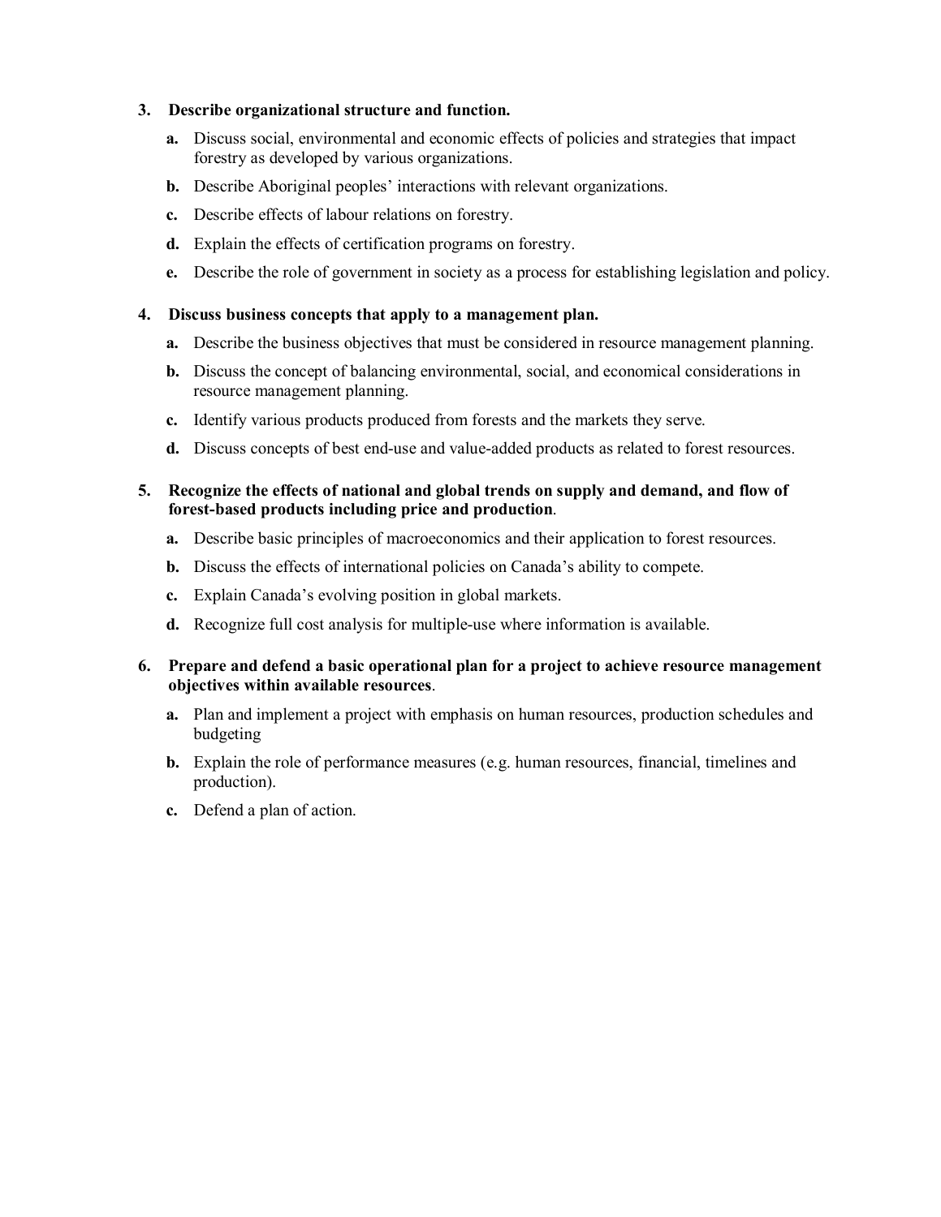3. **Describe organizational structure and function.**
   - **a.** Discuss social, environmental and economic effects of policies and strategies that impact forestry as developed by various organizations.
   - **b.** Describe Aboriginal peoples' interactions with relevant organizations.
   - **c.** Describe effects of labour relations on forestry.
   - **d.** Explain the effects of certification programs on forestry.
   - **e.** Describe the role of government in society as a process for establishing legislation and policy.

4. **Discuss business concepts that apply to a management plan.**
   - **a.** Describe the business objectives that must be considered in resource management planning.
   - **b.** Discuss the concept of balancing environmental, social, and economical considerations in resource management planning.
   - **c.** Identify various products produced from forests and the markets they serve.
   - **d.** Discuss concepts of best end-use and value-added products as related to forest resources.

5. **Recognize the effects of national and global trends on supply and demand, and flow of forest-based products including price and production**.
   - **a.** Describe basic principles of macroeconomics and their application to forest resources.
   - **b.** Discuss the effects of international policies on Canada's ability to compete.
   - **c.** Explain Canada's evolving position in global markets.
   - **d.** Recognize full cost analysis for multiple-use where information is available.

6. **Prepare and defend a basic operational plan for a project to achieve resource management objectives within available resources**.
   - **a.** Plan and implement a project with emphasis on human resources, production schedules and budgeting
   - **b.** Explain the role of performance measures (e.g. human resources, financial, timelines and production).
   - **c.** Defend a plan of action.